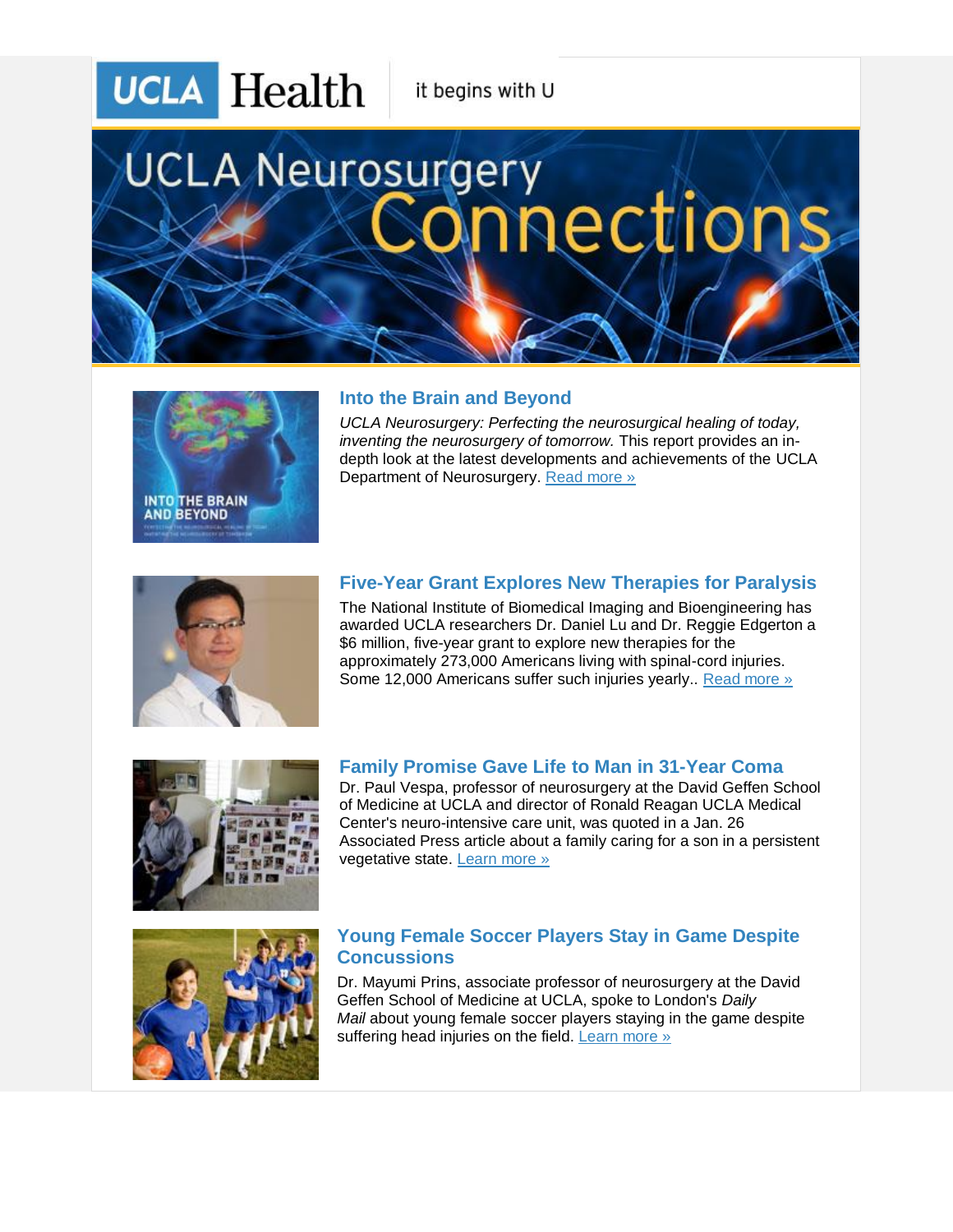UCLA Health it begins with U

# UCLA Neurosurgery Connections

## Into the Brain and Beyond

*UCLA Neurosurgery: Perfecting the neurosurgical healing of today, inventing the neurosurgery of tomorrow.* This report provides an in-depth look at the latest developments and achievements of the UCLA Department of Neurosurgery. Read more »

## Five-Year Grant Explores New Therapies for Paralysis

The National Institute of Biomedical Imaging and Bioengineering has awarded UCLA researchers Dr. Daniel Lu and Dr. Reggie Edgerton a $6 million, five-year grant to explore new therapies for the approximately 273,000 Americans living with spinal-cord injuries. Some 12,000 Americans suffer such injuries yearly.. Read more »

## Family Promise Gave Life to Man in 31-Year Coma

Dr. Paul Vespa, professor of neurosurgery at the David Geffen School of Medicine at UCLA and director of Ronald Reagan UCLA Medical Center's neuro-intensive care unit, was quoted in a Jan. 26 Associated Press article about a family caring for a son in a persistent vegetative state. Learn more »

## Young Female Soccer Players Stay in Game Despite Concussions

Dr. Mayumi Prins, associate professor of neurosurgery at the David Geffen School of Medicine at UCLA, spoke to London's *Daily Mail* about young female soccer players staying in the game despite suffering head injuries on the field. Learn more »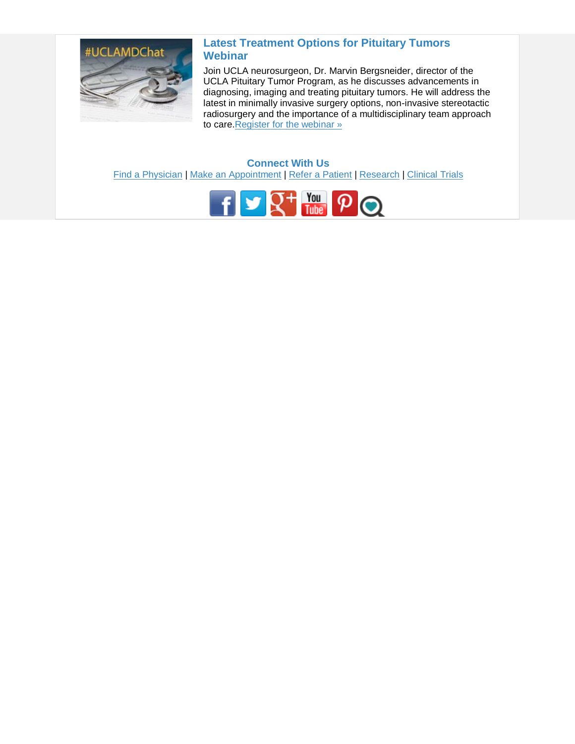### Latest Treatment Options for Pituitary Tumors Webinar

Join UCLA neurosurgeon, Dr. Marvin Bergsneider, director of the UCLA Pituitary Tumor Program, as he discusses advancements in diagnosing, imaging and treating pituitary tumors. He will address the latest in minimally invasive surgery options, non-invasive stereotactic radiosurgery and the importance of a multidisciplinary team approach to care.Register for the webinar »

### Connect With Us

Find a Physician | Make an Appointment | Refer a Patient | Research | Clinical Trials